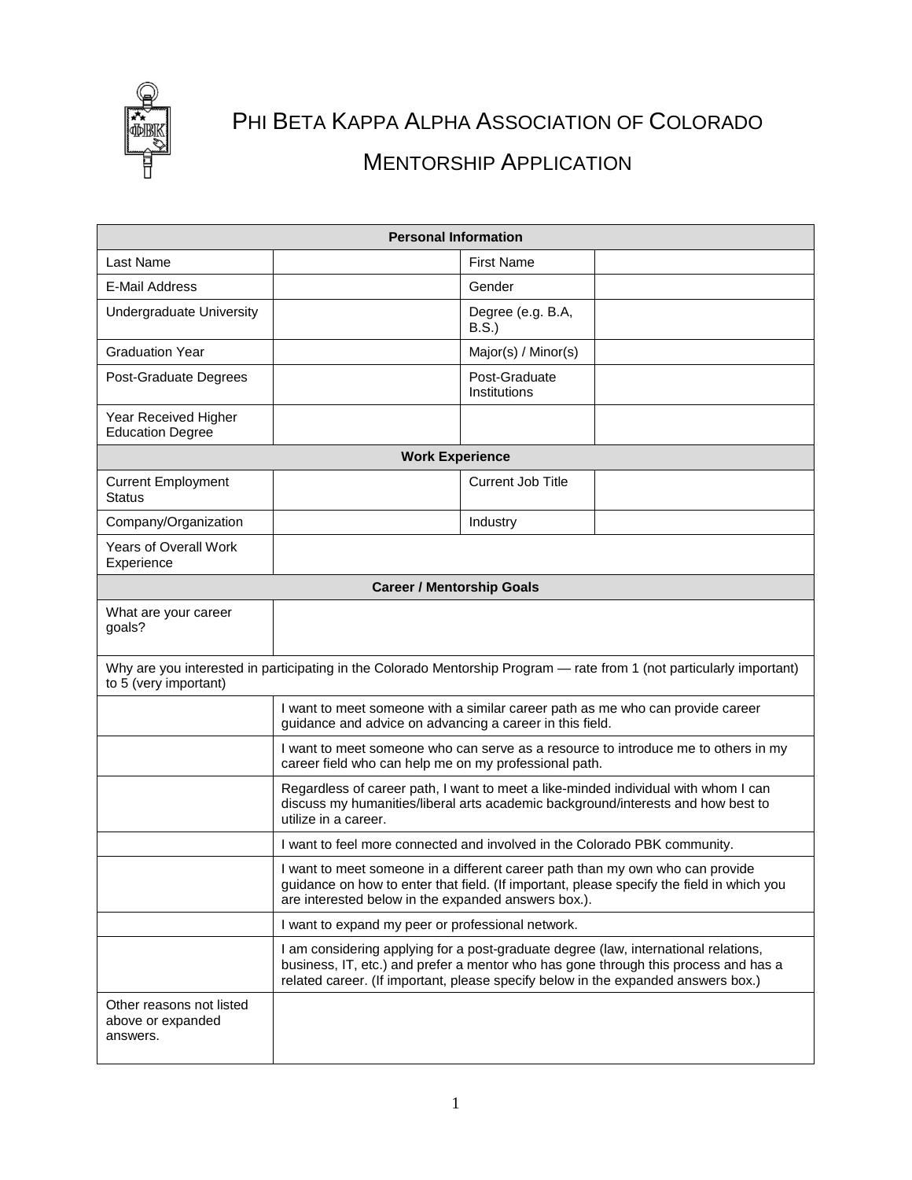# Phi Beta Kappa Alpha Association of Colorado

## Mentorship Application

| Personal Information | | | |
|---|---|---|---|
| Last Name | | First Name | |
| E-Mail Address | | Gender | |
| Undergraduate University | | Degree (e.g. B.A, B.S.) | |
| Graduation Year | | Major(s) / Minor(s) | |
| Post-Graduate Degrees | | Post-Graduate Institutions | |
| Year Received Higher Education Degree | | | |
| **Work Experience** | | | |
| Current Employment Status | | Current Job Title | |
| Company/Organization | | Industry | |
| Years of Overall Work Experience | | | |

| Career / Mentorship Goals | |
|---|---|
| What are your career goals? | |
| Why are you interested in participating in the Colorado Mentorship Program — rate from 1 (not particularly important) to 5 (very important) | |
| | I want to meet someone with a similar career path as me who can provide career guidance and advice on advancing a career in this field. |
| | I want to meet someone who can serve as a resource to introduce me to others in my career field who can help me on my professional path. |
| | Regardless of career path, I want to meet a like-minded individual with whom I can discuss my humanities/liberal arts academic background/interests and how best to utilize in a career. |
| | I want to feel more connected and involved in the Colorado PBK community. |
| | I want to meet someone in a different career path than my own who can provide guidance on how to enter that field. (If important, please specify the field in which you are interested below in the expanded answers box.). |
| | I want to expand my peer or professional network. |
| | I am considering applying for a post-graduate degree (law, international relations, business, IT, etc.) and prefer a mentor who has gone through this process and has a related career. (If important, please specify below in the expanded answers box.) |
| Other reasons not listed above or expanded answers. | |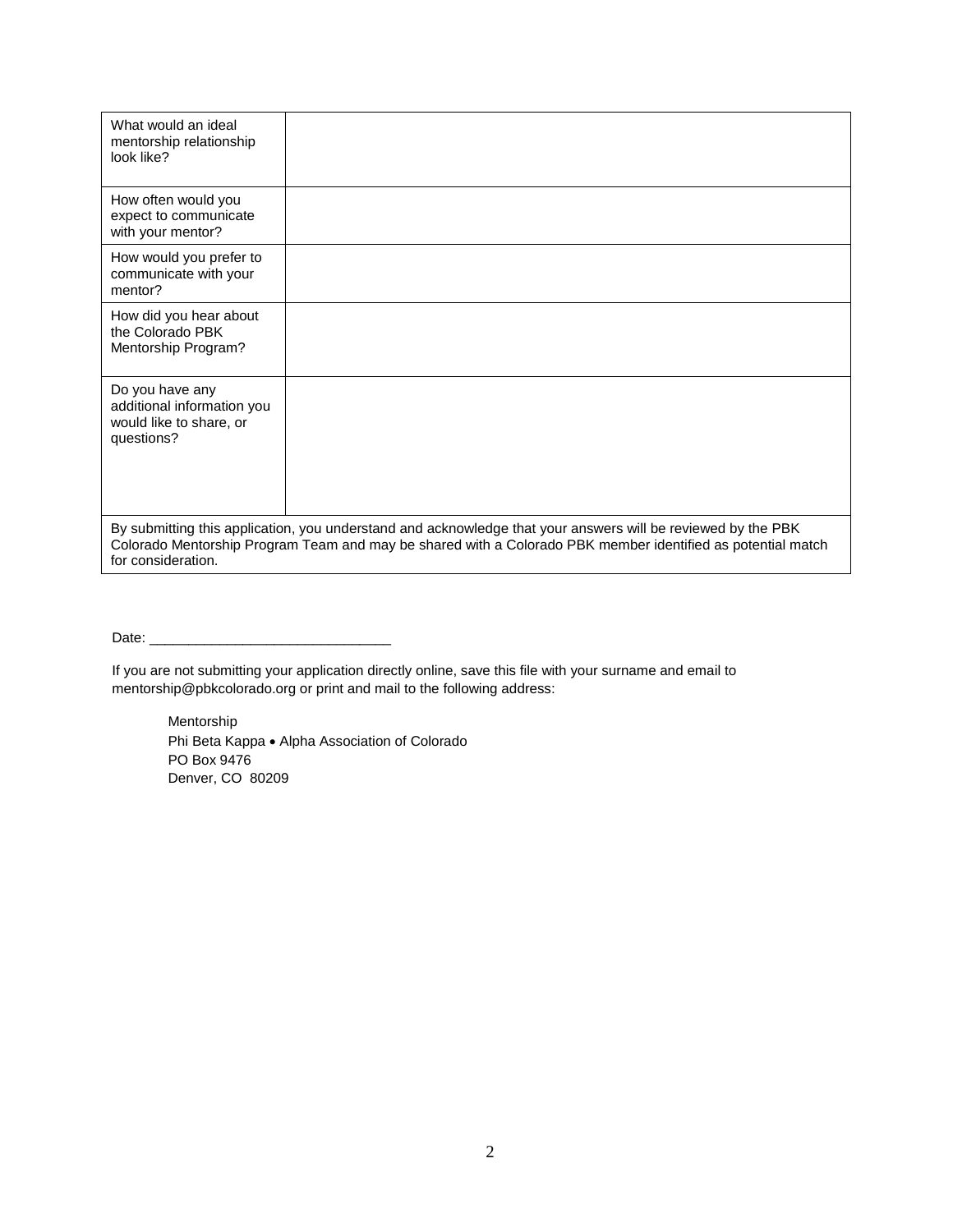| | |
|---|---|
| What would an ideal mentorship relationship look like? | |
| How often would you expect to communicate with your mentor? | |
| How would you prefer to communicate with your mentor? | |
| How did you hear about the Colorado PBK Mentorship Program? | |
| Do you have any additional information you would like to share, or questions? | |
| By submitting this application, you understand and acknowledge that your answers will be reviewed by the PBK Colorado Mentorship Program Team and may be shared with a Colorado PBK member identified as potential match for consideration. | |

Date: ______________________________

If you are not submitting your application directly online, save this file with your surname and email to mentorship@pbkcolorado.org or print and mail to the following address:

Mentorship
Phi Beta Kappa • Alpha Association of Colorado
PO Box 9476
Denver, CO 80209